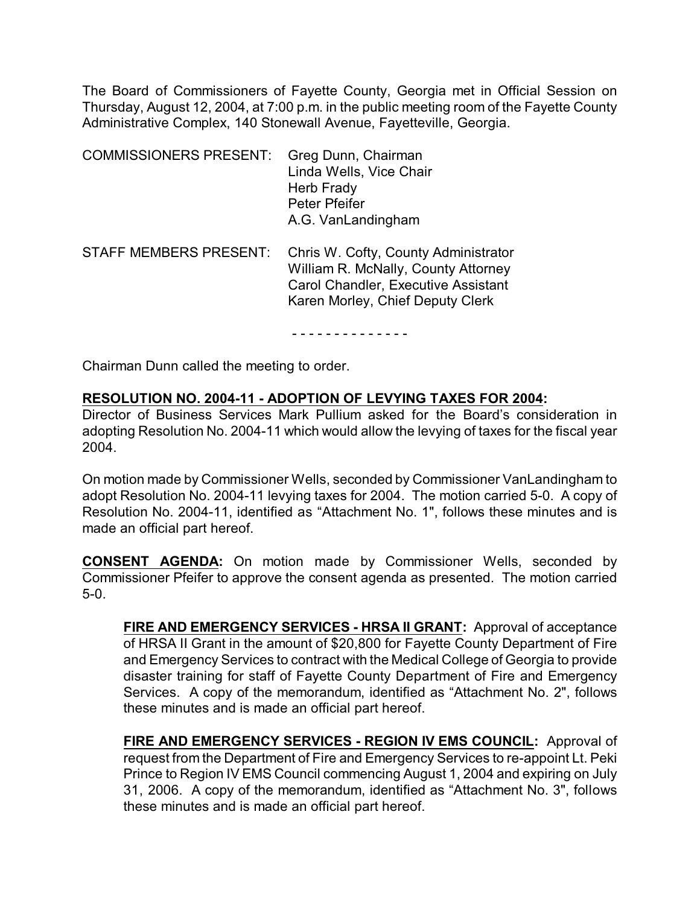The Board of Commissioners of Fayette County, Georgia met in Official Session on Thursday, August 12, 2004, at 7:00 p.m. in the public meeting room of the Fayette County Administrative Complex, 140 Stonewall Avenue, Fayetteville, Georgia.

COMMISSIONERS PRESENT: Greg Dunn, Chairman
Linda Wells, Vice Chair
Herb Frady
Peter Pfeifer
A.G. VanLandingham

STAFF MEMBERS PRESENT: Chris W. Cofty, County Administrator
William R. McNally, County Attorney
Carol Chandler, Executive Assistant
Karen Morley, Chief Deputy Clerk

\- - - - - - - - - - - - - -

Chairman Dunn called the meeting to order.

**RESOLUTION NO. 2004-11 - ADOPTION OF LEVYING TAXES FOR 2004:**
Director of Business Services Mark Pullium asked for the Board's consideration in adopting Resolution No. 2004-11 which would allow the levying of taxes for the fiscal year 2004.

On motion made by Commissioner Wells, seconded by Commissioner VanLandingham to adopt Resolution No. 2004-11 levying taxes for 2004. The motion carried 5-0. A copy of Resolution No. 2004-11, identified as "Attachment No. 1", follows these minutes and is made an official part hereof.

**CONSENT AGENDA:** On motion made by Commissioner Wells, seconded by Commissioner Pfeifer to approve the consent agenda as presented. The motion carried 5-0.

**FIRE AND EMERGENCY SERVICES - HRSA II GRANT:** Approval of acceptance of HRSA II Grant in the amount of $20,800 for Fayette County Department of Fire and Emergency Services to contract with the Medical College of Georgia to provide disaster training for staff of Fayette County Department of Fire and Emergency Services. A copy of the memorandum, identified as "Attachment No. 2", follows these minutes and is made an official part hereof.

**FIRE AND EMERGENCY SERVICES - REGION IV EMS COUNCIL:** Approval of request from the Department of Fire and Emergency Services to re-appoint Lt. Peki Prince to Region IV EMS Council commencing August 1, 2004 and expiring on July 31, 2006. A copy of the memorandum, identified as "Attachment No. 3", follows these minutes and is made an official part hereof.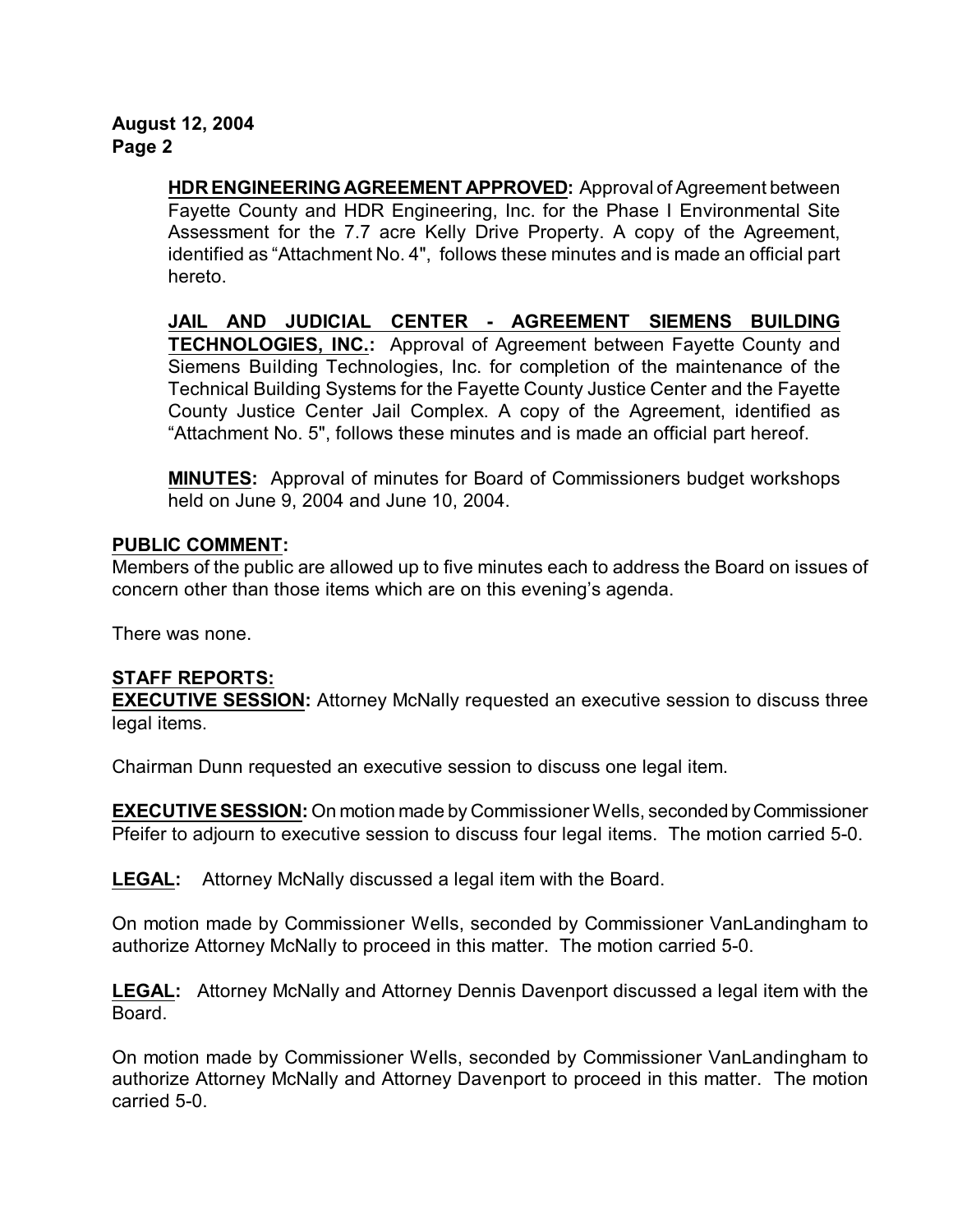**HDR ENGINEERING AGREEMENT APPROVED:** Approval of Agreement between Fayette County and HDR Engineering, Inc. for the Phase I Environmental Site Assessment for the 7.7 acre Kelly Drive Property. A copy of the Agreement, identified as "Attachment No. 4", follows these minutes and is made an official part hereto.

**JAIL AND JUDICIAL CENTER - AGREEMENT SIEMENS BUILDING TECHNOLOGIES, INC.:** Approval of Agreement between Fayette County and Siemens Building Technologies, Inc. for completion of the maintenance of the Technical Building Systems for the Fayette County Justice Center and the Fayette County Justice Center Jail Complex. A copy of the Agreement, identified as "Attachment No. 5", follows these minutes and is made an official part hereof.

**MINUTES:** Approval of minutes for Board of Commissioners budget workshops held on June 9, 2004 and June 10, 2004.

**PUBLIC COMMENT:**

Members of the public are allowed up to five minutes each to address the Board on issues of concern other than those items which are on this evening's agenda.

There was none.

**STAFF REPORTS:**

**EXECUTIVE SESSION:** Attorney McNally requested an executive session to discuss three legal items.

Chairman Dunn requested an executive session to discuss one legal item.

**EXECUTIVE SESSION:** On motion made by Commissioner Wells, seconded by Commissioner Pfeifer to adjourn to executive session to discuss four legal items. The motion carried 5-0.

**LEGAL:** Attorney McNally discussed a legal item with the Board.

On motion made by Commissioner Wells, seconded by Commissioner VanLandingham to authorize Attorney McNally to proceed in this matter. The motion carried 5-0.

**LEGAL:** Attorney McNally and Attorney Dennis Davenport discussed a legal item with the Board.

On motion made by Commissioner Wells, seconded by Commissioner VanLandingham to authorize Attorney McNally and Attorney Davenport to proceed in this matter. The motion carried 5-0.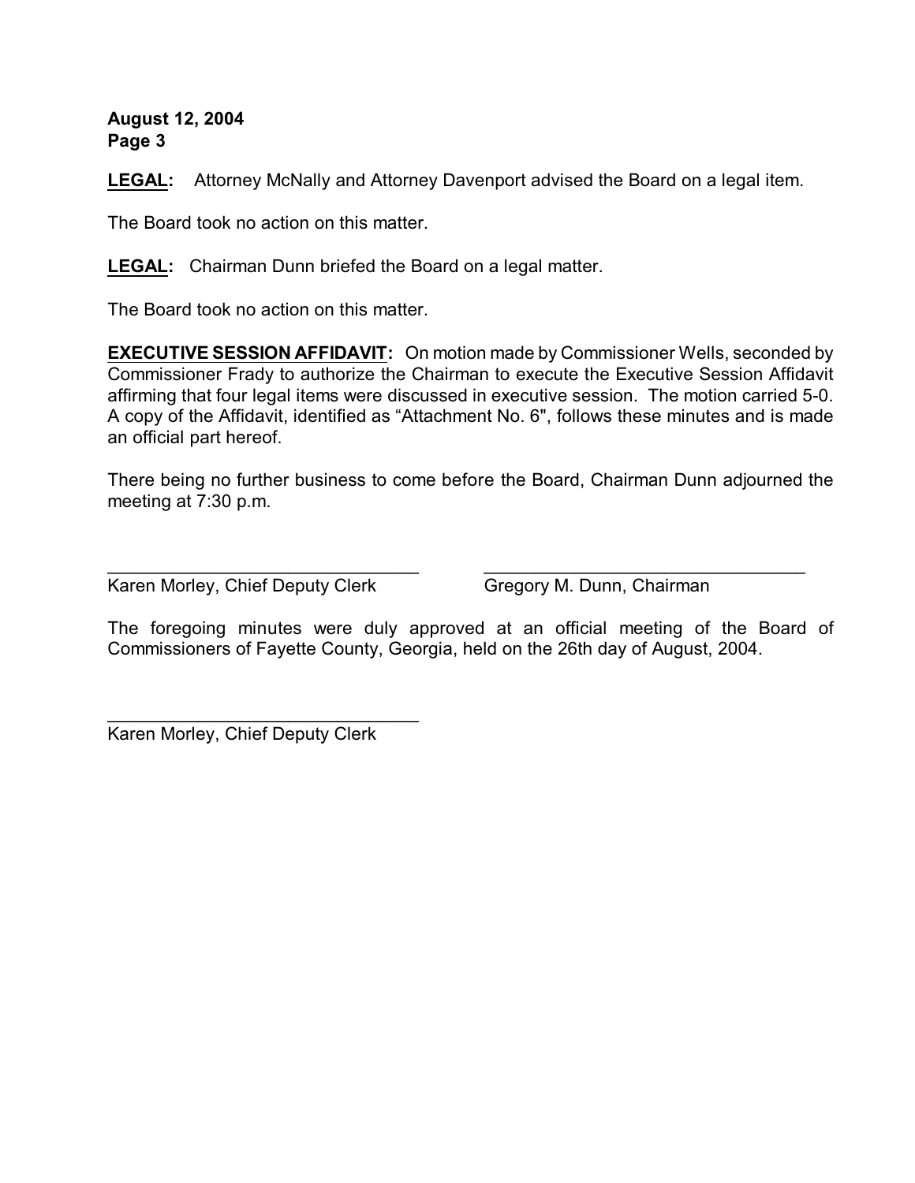**LEGAL:** Attorney McNally and Attorney Davenport advised the Board on a legal item.

The Board took no action on this matter.

**LEGAL:** Chairman Dunn briefed the Board on a legal matter.

The Board took no action on this matter.

**EXECUTIVE SESSION AFFIDAVIT:** On motion made by Commissioner Wells, seconded by Commissioner Frady to authorize the Chairman to execute the Executive Session Affidavit affirming that four legal items were discussed in executive session. The motion carried 5-0. A copy of the Affidavit, identified as "Attachment No. 6", follows these minutes and is made an official part hereof.

There being no further business to come before the Board, Chairman Dunn adjourned the meeting at 7:30 p.m.

________________________________ ________________________________

Karen Morley, Chief Deputy Clerk Gregory M. Dunn, Chairman

The foregoing minutes were duly approved at an official meeting of the Board of Commissioners of Fayette County, Georgia, held on the 26th day of August, 2004.

________________________________

Karen Morley, Chief Deputy Clerk